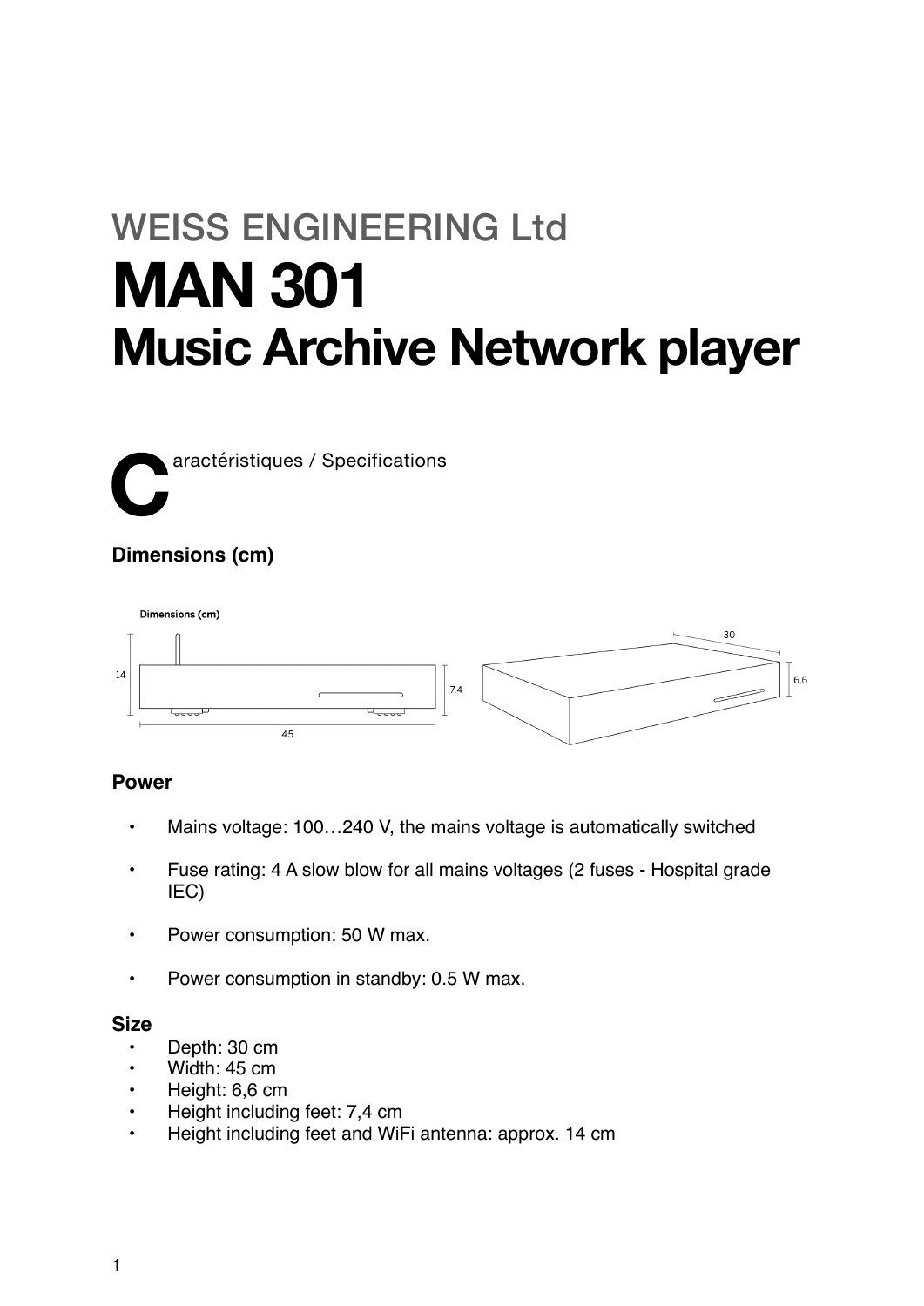WEISS ENGINEERING Ltd

# MAN 301

# Music Archive Network player

**C**aractéristiques / Specifications

### Dimensions (cm)

### Power

- Mains voltage: 100…240 V, the mains voltage is automatically switched
- Fuse rating: 4 A slow blow for all mains voltages (2 fuses - Hospital grade IEC)
- Power consumption: 50 W max.
- Power consumption in standby: 0.5 W max.

### Size

- Depth: 30 cm
- Width: 45 cm
- Height: 6,6 cm
- Height including feet: 7,4 cm
- Height including feet and WiFi antenna: approx. 14 cm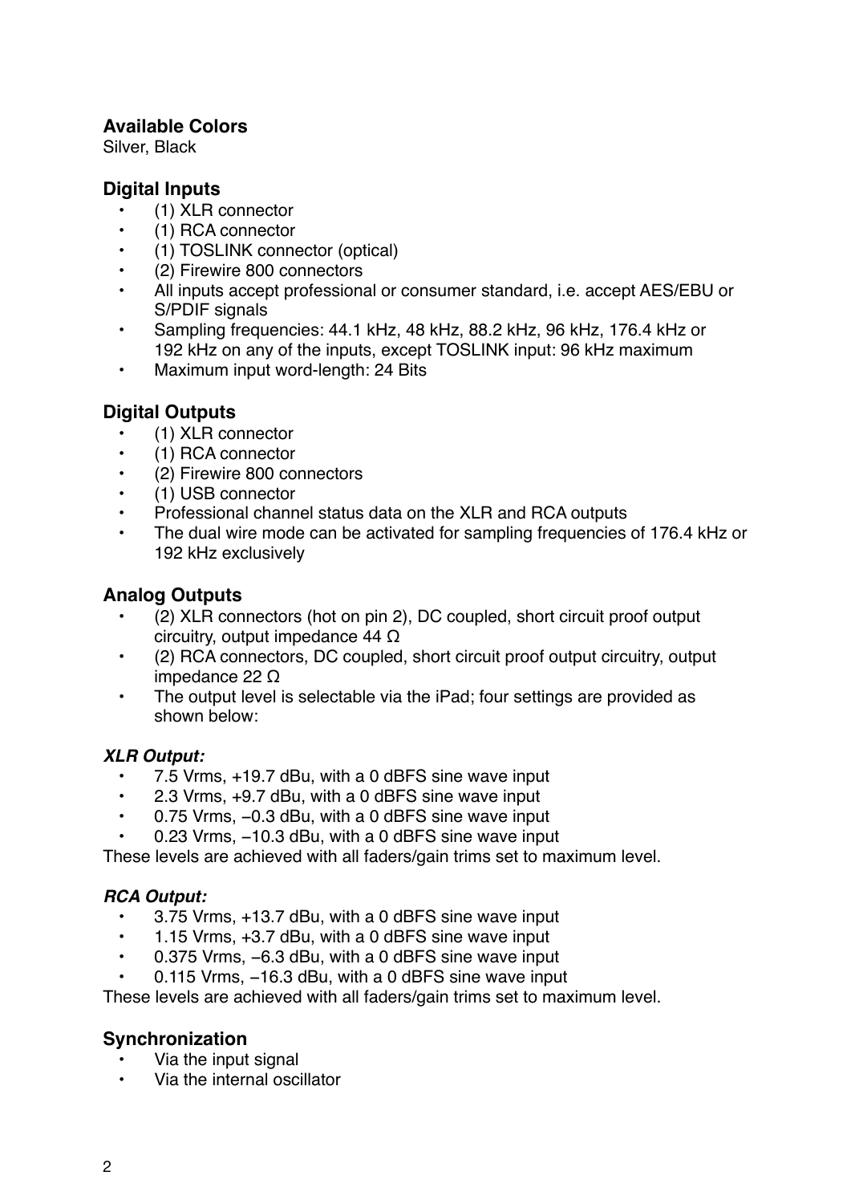## Available Colors

Silver, Black

## Digital Inputs

- (1) XLR connector
- (1) RCA connector
- (1) TOSLINK connector (optical)
- (2) Firewire 800 connectors
- All inputs accept professional or consumer standard, i.e. accept AES/EBU or S/PDIF signals
- Sampling frequencies: 44.1 kHz, 48 kHz, 88.2 kHz, 96 kHz, 176.4 kHz or 192 kHz on any of the inputs, except TOSLINK input: 96 kHz maximum
- Maximum input word-length: 24 Bits

## Digital Outputs

- (1) XLR connector
- (1) RCA connector
- (2) Firewire 800 connectors
- (1) USB connector
- Professional channel status data on the XLR and RCA outputs
- The dual wire mode can be activated for sampling frequencies of 176.4 kHz or 192 kHz exclusively

## Analog Outputs

- (2) XLR connectors (hot on pin 2), DC coupled, short circuit proof output circuitry, output impedance 44 Ω
- (2) RCA connectors, DC coupled, short circuit proof output circuitry, output impedance 22 Ω
- The output level is selectable via the iPad; four settings are provided as shown below:

### *XLR Output:*

- 7.5 Vrms, +19.7 dBu, with a 0 dBFS sine wave input
- 2.3 Vrms, +9.7 dBu, with a 0 dBFS sine wave input
- 0.75 Vrms, −0.3 dBu, with a 0 dBFS sine wave input
- 0.23 Vrms, −10.3 dBu, with a 0 dBFS sine wave input

These levels are achieved with all faders/gain trims set to maximum level.

### *RCA Output:*

- 3.75 Vrms, +13.7 dBu, with a 0 dBFS sine wave input
- 1.15 Vrms, +3.7 dBu, with a 0 dBFS sine wave input
- 0.375 Vrms, −6.3 dBu, with a 0 dBFS sine wave input
- 0.115 Vrms, −16.3 dBu, with a 0 dBFS sine wave input

These levels are achieved with all faders/gain trims set to maximum level.

## Synchronization

- Via the input signal
- Via the internal oscillator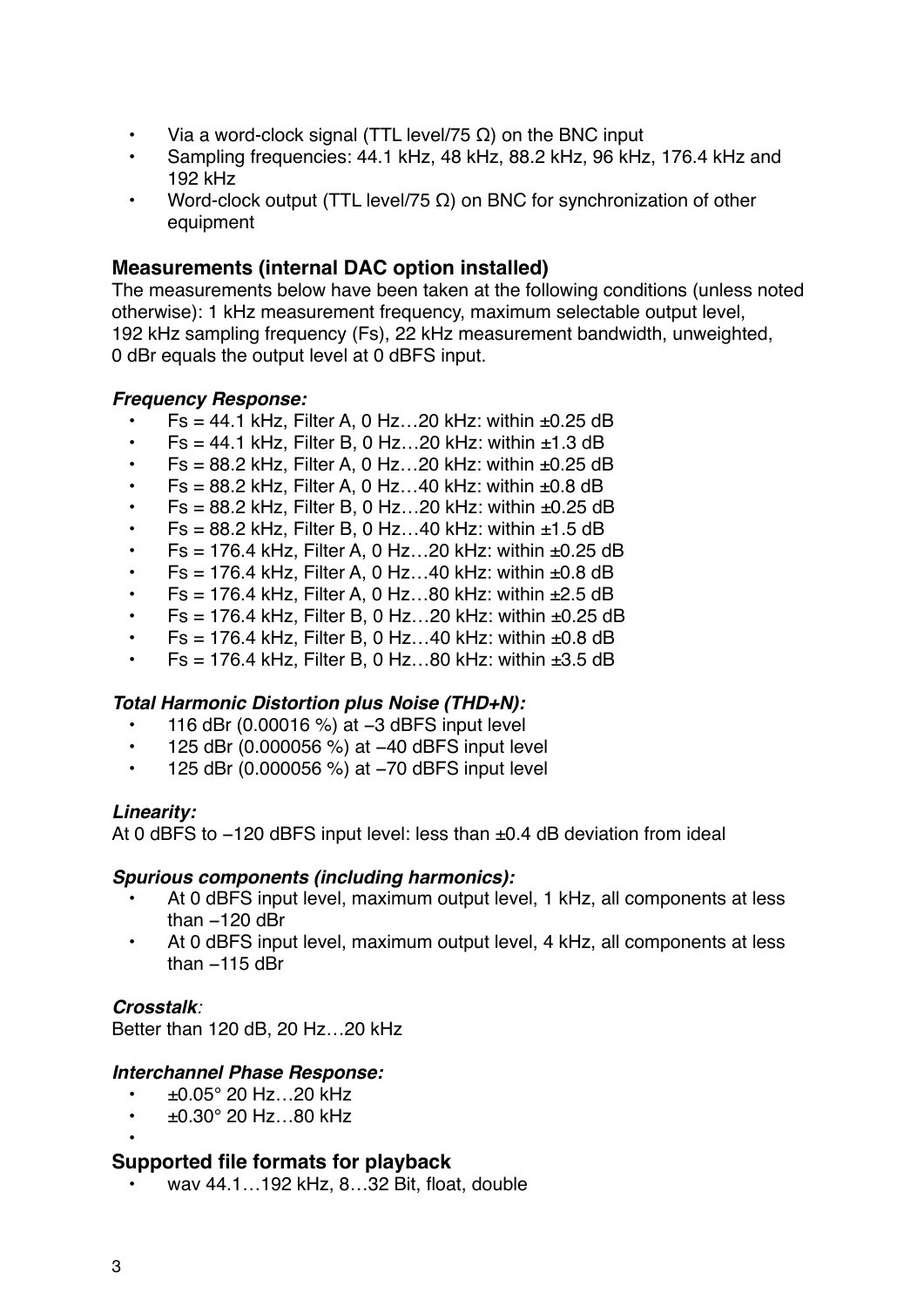- Via a word-clock signal (TTL level/75 Ω) on the BNC input
- Sampling frequencies: 44.1 kHz, 48 kHz, 88.2 kHz, 96 kHz, 176.4 kHz and 192 kHz
- Word-clock output (TTL level/75 Ω) on BNC for synchronization of other equipment

## Measurements (internal DAC option installed)

The measurements below have been taken at the following conditions (unless noted otherwise): 1 kHz measurement frequency, maximum selectable output level, 192 kHz sampling frequency (Fs), 22 kHz measurement bandwidth, unweighted, 0 dBr equals the output level at 0 dBFS input.

### *Frequency Response:*

- Fs = 44.1 kHz, Filter A, 0 Hz…20 kHz: within ±0.25 dB
- Fs = 44.1 kHz, Filter B, 0 Hz…20 kHz: within ±1.3 dB
- Fs = 88.2 kHz, Filter A, 0 Hz…20 kHz: within ±0.25 dB
- Fs = 88.2 kHz, Filter A, 0 Hz…40 kHz: within ±0.8 dB
- Fs = 88.2 kHz, Filter B, 0 Hz…20 kHz: within ±0.25 dB
- Fs = 88.2 kHz, Filter B, 0 Hz…40 kHz: within ±1.5 dB
- Fs = 176.4 kHz, Filter A, 0 Hz…20 kHz: within ±0.25 dB
- Fs = 176.4 kHz, Filter A, 0 Hz…40 kHz: within ±0.8 dB
- Fs = 176.4 kHz, Filter A, 0 Hz…80 kHz: within ±2.5 dB
- Fs = 176.4 kHz, Filter B, 0 Hz…20 kHz: within ±0.25 dB
- Fs = 176.4 kHz, Filter B, 0 Hz…40 kHz: within ±0.8 dB
- Fs = 176.4 kHz, Filter B, 0 Hz…80 kHz: within ±3.5 dB

### *Total Harmonic Distortion plus Noise (THD+N):*

- 116 dBr (0.00016 %) at −3 dBFS input level
- 125 dBr (0.000056 %) at −40 dBFS input level
- 125 dBr (0.000056 %) at −70 dBFS input level

### *Linearity:*

At 0 dBFS to −120 dBFS input level: less than ±0.4 dB deviation from ideal

### *Spurious components (including harmonics):*

- At 0 dBFS input level, maximum output level, 1 kHz, all components at less than −120 dBr
- At 0 dBFS input level, maximum output level, 4 kHz, all components at less than −115 dBr

### *Crosstalk:*

Better than 120 dB, 20 Hz…20 kHz

### *Interchannel Phase Response:*

- ±0.05° 20 Hz…20 kHz
- ±0.30° 20 Hz…80 kHz

## Supported file formats for playback

- wav 44.1…192 kHz, 8…32 Bit, float, double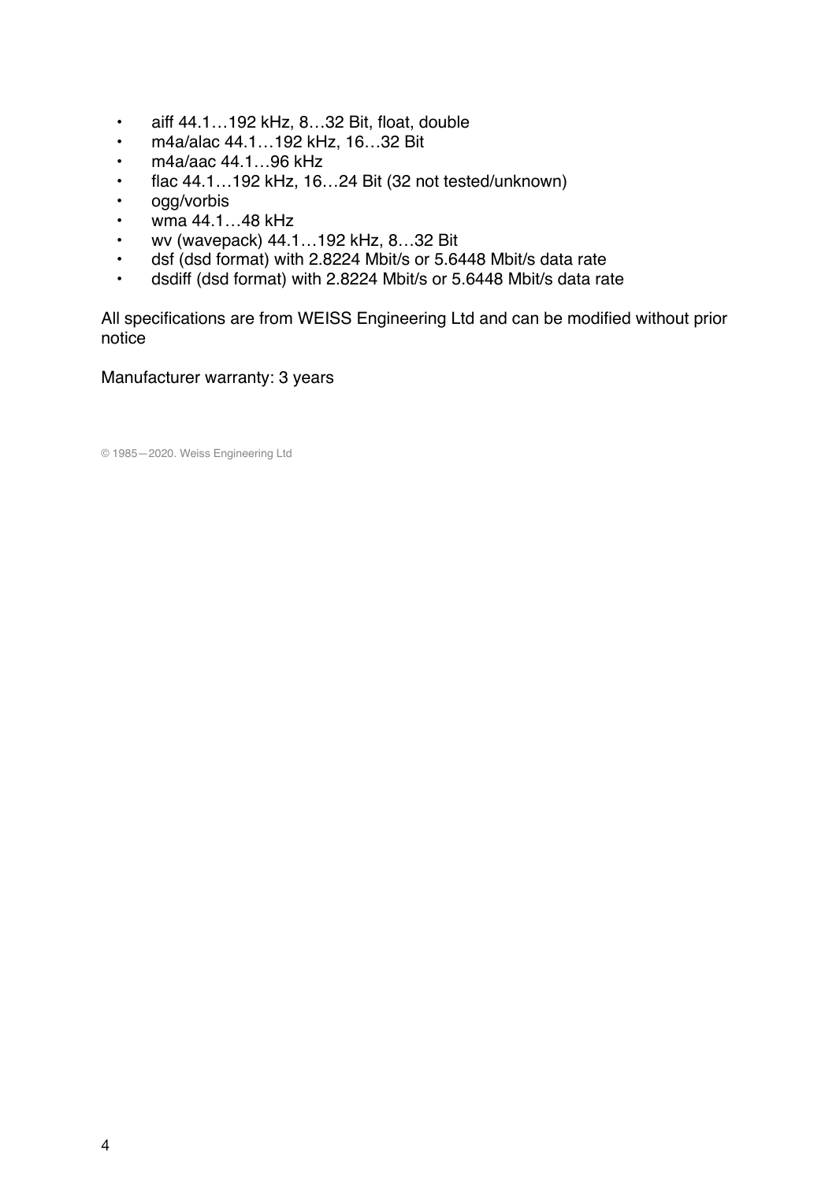- aiff 44.1…192 kHz, 8…32 Bit, float, double
- m4a/alac 44.1…192 kHz, 16…32 Bit
- m4a/aac 44.1…96 kHz
- flac 44.1…192 kHz, 16…24 Bit (32 not tested/unknown)
- ogg/vorbis
- wma 44.1…48 kHz
- wv (wavepack) 44.1…192 kHz, 8…32 Bit
- dsf (dsd format) with 2.8224 Mbit/s or 5.6448 Mbit/s data rate
- dsdiff (dsd format) with 2.8224 Mbit/s or 5.6448 Mbit/s data rate

All specifications are from WEISS Engineering Ltd and can be modified without prior notice

Manufacturer warranty: 3 years

© 1985—2020. Weiss Engineering Ltd